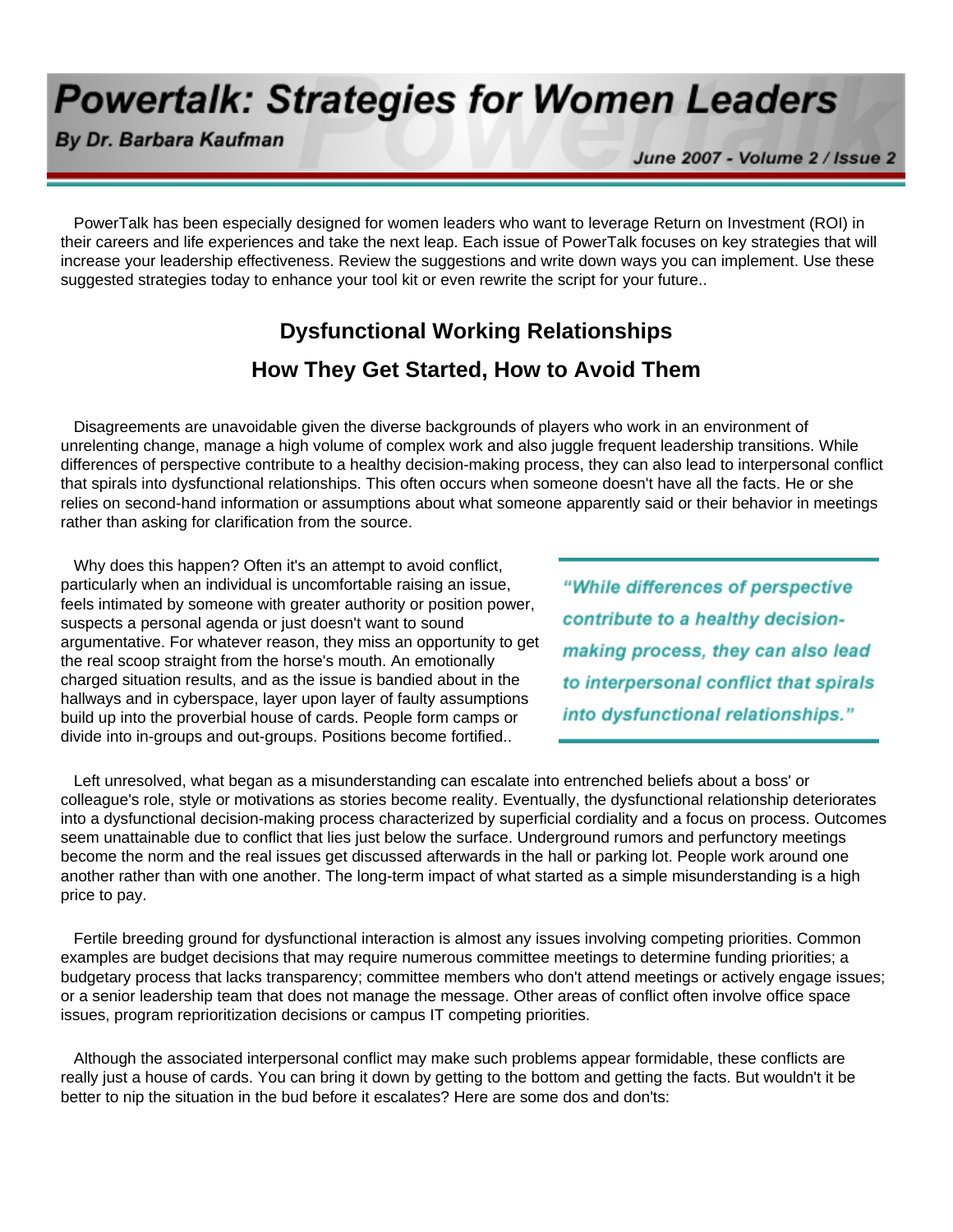# Powertalk: Strategies for Women Leaders

**By Dr. Barbara Kaufman**

*June 2007 - Volume 2 / Issue 2*

PowerTalk has been especially designed for women leaders who want to leverage Return on Investment (ROI) in their careers and life experiences and take the next leap. Each issue of PowerTalk focuses on key strategies that will increase your leadership effectiveness. Review the suggestions and write down ways you can implement. Use these suggested strategies today to enhance your tool kit or even rewrite the script for your future..

## Dysfunctional Working Relationships

## How They Get Started, How to Avoid Them

Disagreements are unavoidable given the diverse backgrounds of players who work in an environment of unrelenting change, manage a high volume of complex work and also juggle frequent leadership transitions. While differences of perspective contribute to a healthy decision-making process, they can also lead to interpersonal conflict that spirals into dysfunctional relationships. This often occurs when someone doesn't have all the facts. He or she relies on second-hand information or assumptions about what someone apparently said or their behavior in meetings rather than asking for clarification from the source.

Why does this happen? Often it's an attempt to avoid conflict, particularly when an individual is uncomfortable raising an issue, feels intimated by someone with greater authority or position power, suspects a personal agenda or just doesn't want to sound argumentative. For whatever reason, they miss an opportunity to get the real scoop straight from the horse's mouth. An emotionally charged situation results, and as the issue is bandied about in the hallways and in cyberspace, layer upon layer of faulty assumptions build up into the proverbial house of cards. People form camps or divide into in-groups and out-groups. Positions become fortified..

> ***"While differences of perspective contribute to a healthy decision-making process, they can also lead to interpersonal conflict that spirals into dysfunctional relationships."***

Left unresolved, what began as a misunderstanding can escalate into entrenched beliefs about a boss' or colleague's role, style or motivations as stories become reality. Eventually, the dysfunctional relationship deteriorates into a dysfunctional decision-making process characterized by superficial cordiality and a focus on process. Outcomes seem unattainable due to conflict that lies just below the surface. Underground rumors and perfunctory meetings become the norm and the real issues get discussed afterwards in the hall or parking lot. People work around one another rather than with one another. The long-term impact of what started as a simple misunderstanding is a high price to pay.

Fertile breeding ground for dysfunctional interaction is almost any issues involving competing priorities. Common examples are budget decisions that may require numerous committee meetings to determine funding priorities; a budgetary process that lacks transparency; committee members who don't attend meetings or actively engage issues; or a senior leadership team that does not manage the message. Other areas of conflict often involve office space issues, program reprioritization decisions or campus IT competing priorities.

Although the associated interpersonal conflict may make such problems appear formidable, these conflicts are really just a house of cards. You can bring it down by getting to the bottom and getting the facts. But wouldn't it be better to nip the situation in the bud before it escalates? Here are some dos and don'ts: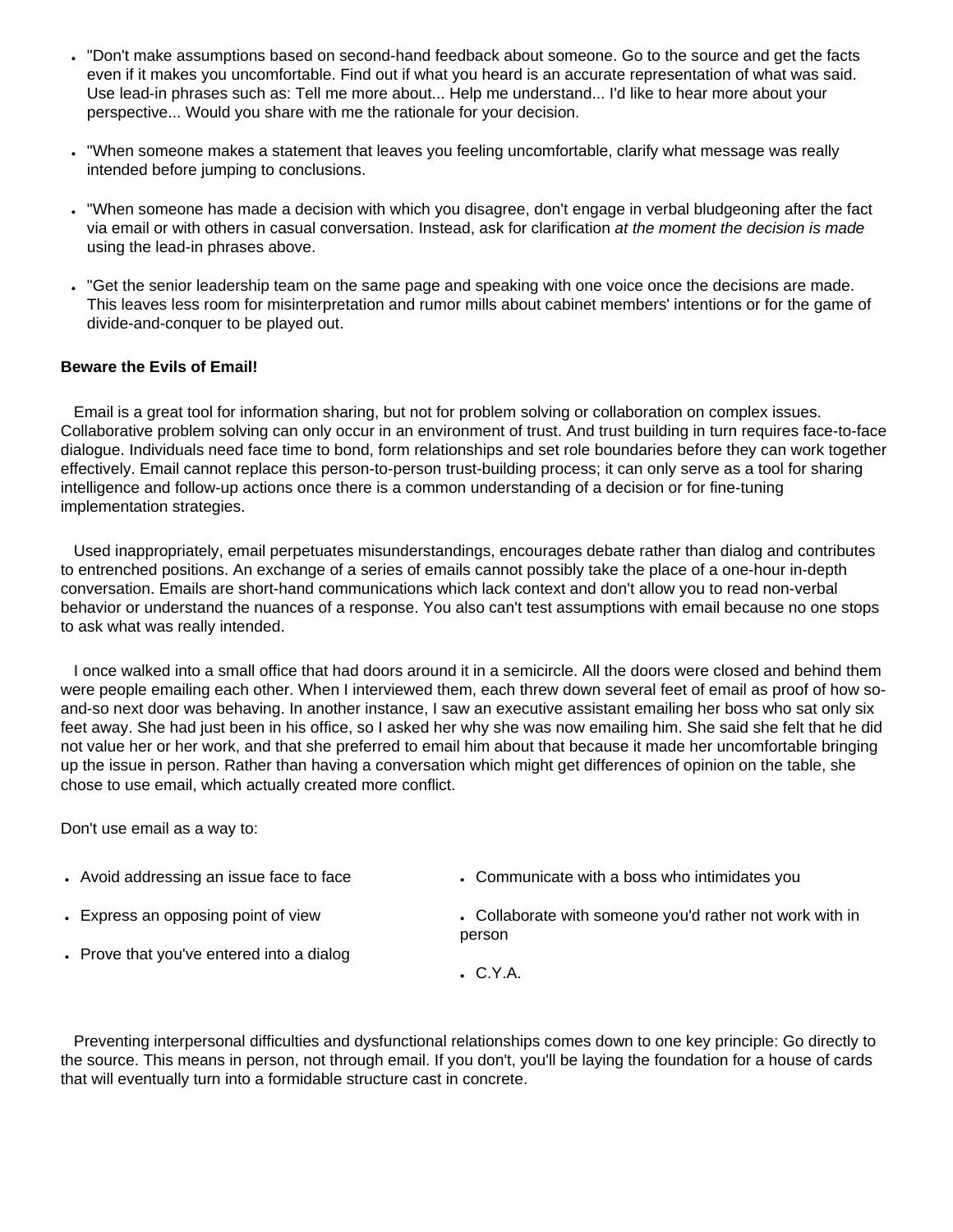- "Don't make assumptions based on second-hand feedback about someone. Go to the source and get the facts even if it makes you uncomfortable. Find out if what you heard is an accurate representation of what was said. Use lead-in phrases such as: Tell me more about... Help me understand... I'd like to hear more about your perspective... Would you share with me the rationale for your decision.

- "When someone makes a statement that leaves you feeling uncomfortable, clarify what message was really intended before jumping to conclusions.

- "When someone has made a decision with which you disagree, don't engage in verbal bludgeoning after the fact via email or with others in casual conversation. Instead, ask for clarification *at the moment the decision is made* using the lead-in phrases above.

- "Get the senior leadership team on the same page and speaking with one voice once the decisions are made. This leaves less room for misinterpretation and rumor mills about cabinet members' intentions or for the game of divide-and-conquer to be played out.

**Beware the Evils of Email!**

Email is a great tool for information sharing, but not for problem solving or collaboration on complex issues. Collaborative problem solving can only occur in an environment of trust. And trust building in turn requires face-to-face dialogue. Individuals need face time to bond, form relationships and set role boundaries before they can work together effectively. Email cannot replace this person-to-person trust-building process; it can only serve as a tool for sharing intelligence and follow-up actions once there is a common understanding of a decision or for fine-tuning implementation strategies.

Used inappropriately, email perpetuates misunderstandings, encourages debate rather than dialog and contributes to entrenched positions. An exchange of a series of emails cannot possibly take the place of a one-hour in-depth conversation. Emails are short-hand communications which lack context and don't allow you to read non-verbal behavior or understand the nuances of a response. You also can't test assumptions with email because no one stops to ask what was really intended.

I once walked into a small office that had doors around it in a semicircle. All the doors were closed and behind them were people emailing each other. When I interviewed them, each threw down several feet of email as proof of how so-and-so next door was behaving. In another instance, I saw an executive assistant emailing her boss who sat only six feet away. She had just been in his office, so I asked her why she was now emailing him. She said she felt that he did not value her or her work, and that she preferred to email him about that because it made her uncomfortable bringing up the issue in person. Rather than having a conversation which might get differences of opinion on the table, she chose to use email, which actually created more conflict.

Don't use email as a way to:

- Avoid addressing an issue face to face
- Express an opposing point of view
- Prove that you've entered into a dialog
- Communicate with a boss who intimidates you
- Collaborate with someone you'd rather not work with in person
- C.Y.A.

Preventing interpersonal difficulties and dysfunctional relationships comes down to one key principle: Go directly to the source. This means in person, not through email. If you don't, you'll be laying the foundation for a house of cards that will eventually turn into a formidable structure cast in concrete.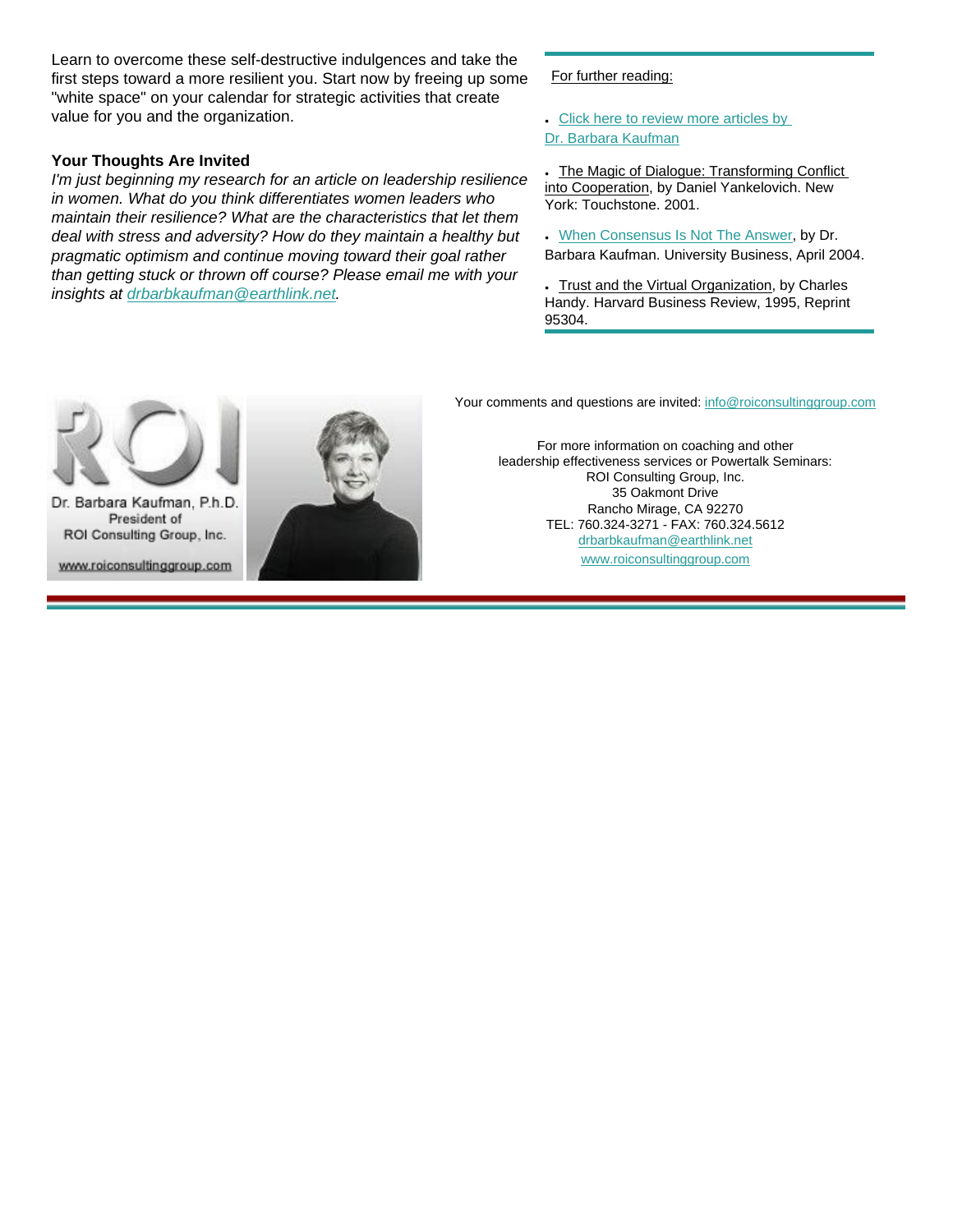Learn to overcome these self-destructive indulgences and take the first steps toward a more resilient you. Start now by freeing up some "white space" on your calendar for strategic activities that create value for you and the organization.

**Your Thoughts Are Invited**

*I'm just beginning my research for an article on leadership resilience in women. What do you think differentiates women leaders who maintain their resilience? What are the characteristics that let them deal with stress and adversity? How do they maintain a healthy but pragmatic optimism and continue moving toward their goal rather than getting stuck or thrown off course? Please email me with your insights at drbarbkaufman@earthlink.net.*

For further reading:

- Click here to review more articles by Dr. Barbara Kaufman
- The Magic of Dialogue: Transforming Conflict into Cooperation, by Daniel Yankelovich. New York: Touchstone. 2001.
- When Consensus Is Not The Answer, by Dr. Barbara Kaufman. University Business, April 2004.
- Trust and the Virtual Organization, by Charles Handy. Harvard Business Review, 1995, Reprint 95304.

ROI

Dr. Barbara Kaufman, P.h.D.
President of
ROI Consulting Group, Inc.

www.roiconsultinggroup.com

Your comments and questions are invited: info@roiconsultinggroup.com

For more information on coaching and other leadership effectiveness services or Powertalk Seminars:
ROI Consulting Group, Inc.
35 Oakmont Drive
Rancho Mirage, CA 92270
TEL: 760.324-3271 - FAX: 760.324.5612
drbarbkaufman@earthlink.net
www.roiconsultinggroup.com